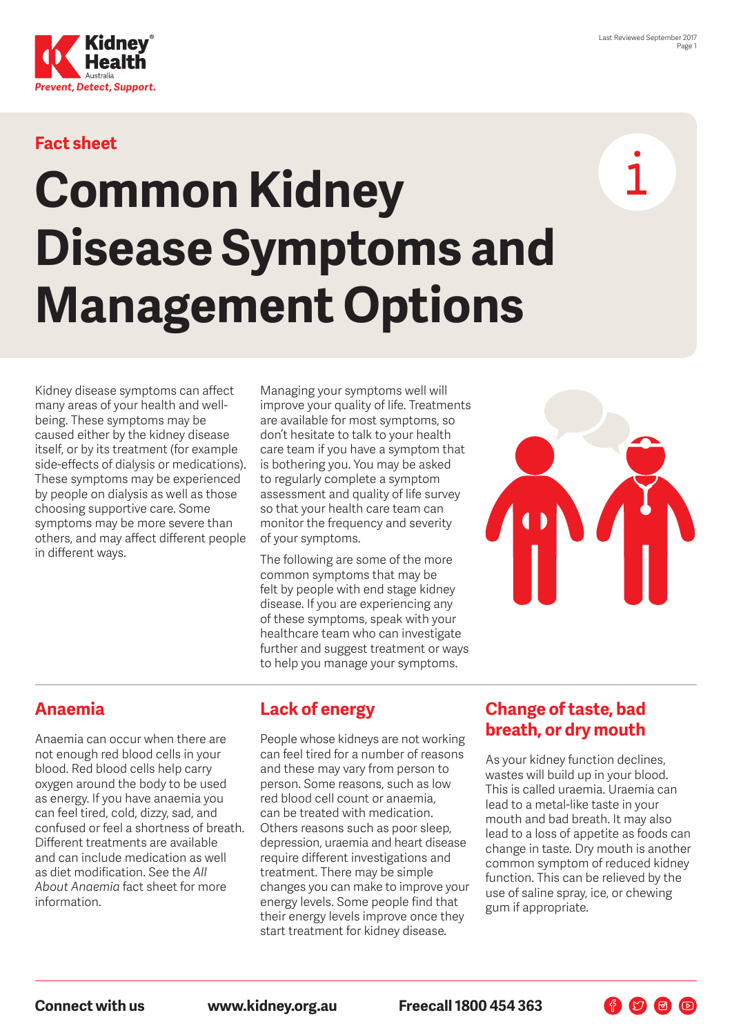Fact sheet

# Common Kidney Disease Symptoms and Management Options

Kidney disease symptoms can affect many areas of your health and well-being. These symptoms may be caused either by the kidney disease itself, or by its treatment (for example side-effects of dialysis or medications). These symptoms may be experienced by people on dialysis as well as those choosing supportive care. Some symptoms may be more severe than others, and may affect different people in different ways.

Managing your symptoms well will improve your quality of life. Treatments are available for most symptoms, so don't hesitate to talk to your health care team if you have a symptom that is bothering you. You may be asked to regularly complete a symptom assessment and quality of life survey so that your health care team can monitor the frequency and severity of your symptoms.

The following are some of the more common symptoms that may be felt by people with end stage kidney disease. If you are experiencing any of these symptoms, speak with your healthcare team who can investigate further and suggest treatment or ways to help you manage your symptoms.

## Anaemia

Anaemia can occur when there are not enough red blood cells in your blood. Red blood cells help carry oxygen around the body to be used as energy. If you have anaemia you can feel tired, cold, dizzy, sad, and confused or feel a shortness of breath. Different treatments are available and can include medication as well as diet modification. See the *All About Anaemia* fact sheet for more information.

## Lack of energy

People whose kidneys are not working can feel tired for a number of reasons and these may vary from person to person. Some reasons, such as low red blood cell count or anaemia, can be treated with medication. Others reasons such as poor sleep, depression, uraemia and heart disease require different investigations and treatment. There may be simple changes you can make to improve your energy levels. Some people find that their energy levels improve once they start treatment for kidney disease.

## Change of taste, bad breath, or dry mouth

As your kidney function declines, wastes will build up in your blood. This is called uraemia. Uraemia can lead to a metal-like taste in your mouth and bad breath. It may also lead to a loss of appetite as foods can change in taste. Dry mouth is another common symptom of reduced kidney function. This can be relieved by the use of saline spray, ice, or chewing gum if appropriate.

**Connect with us** **www.kidney.org.au** **Freecall 1800 454 363**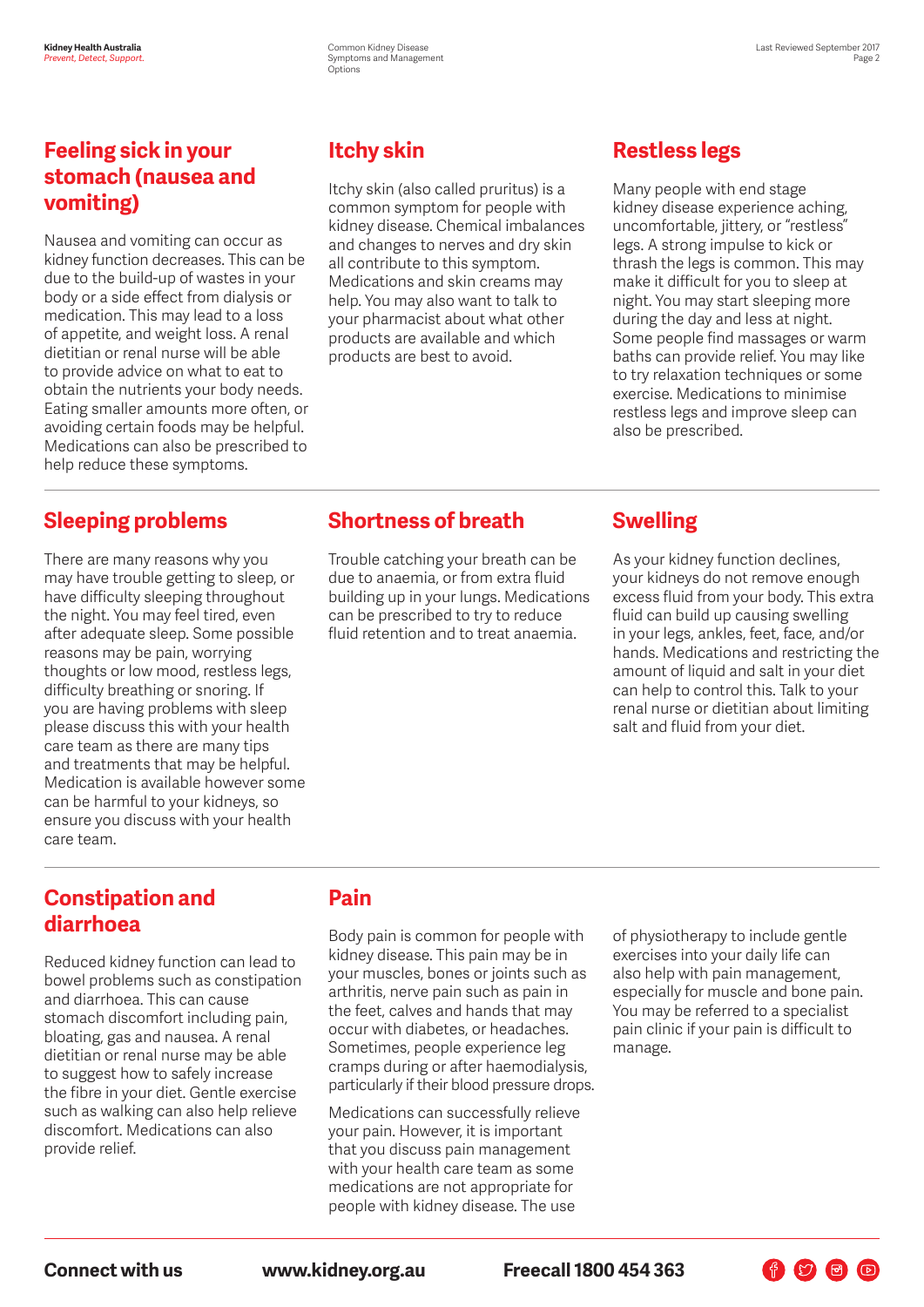## Feeling sick in your stomach (nausea and vomiting)

Nausea and vomiting can occur as kidney function decreases. This can be due to the build-up of wastes in your body or a side effect from dialysis or medication. This may lead to a loss of appetite, and weight loss. A renal dietitian or renal nurse will be able to provide advice on what to eat to obtain the nutrients your body needs. Eating smaller amounts more often, or avoiding certain foods may be helpful. Medications can also be prescribed to help reduce these symptoms.

## Itchy skin

Itchy skin (also called pruritus) is a common symptom for people with kidney disease. Chemical imbalances and changes to nerves and dry skin all contribute to this symptom. Medications and skin creams may help. You may also want to talk to your pharmacist about what other products are available and which products are best to avoid.

## Restless legs

Many people with end stage kidney disease experience aching, uncomfortable, jittery, or "restless" legs. A strong impulse to kick or thrash the legs is common. This may make it difficult for you to sleep at night. You may start sleeping more during the day and less at night. Some people find massages or warm baths can provide relief. You may like to try relaxation techniques or some exercise. Medications to minimise restless legs and improve sleep can also be prescribed.

## Sleeping problems

There are many reasons why you may have trouble getting to sleep, or have difficulty sleeping throughout the night. You may feel tired, even after adequate sleep. Some possible reasons may be pain, worrying thoughts or low mood, restless legs, difficulty breathing or snoring. If you are having problems with sleep please discuss this with your health care team as there are many tips and treatments that may be helpful. Medication is available however some can be harmful to your kidneys, so ensure you discuss with your health care team.

## Shortness of breath

Trouble catching your breath can be due to anaemia, or from extra fluid building up in your lungs. Medications can be prescribed to try to reduce fluid retention and to treat anaemia.

## Swelling

As your kidney function declines, your kidneys do not remove enough excess fluid from your body. This extra fluid can build up causing swelling in your legs, ankles, feet, face, and/or hands. Medications and restricting the amount of liquid and salt in your diet can help to control this. Talk to your renal nurse or dietitian about limiting salt and fluid from your diet.

## Constipation and diarrhoea

Reduced kidney function can lead to bowel problems such as constipation and diarrhoea. This can cause stomach discomfort including pain, bloating, gas and nausea. A renal dietitian or renal nurse may be able to suggest how to safely increase the fibre in your diet. Gentle exercise such as walking can also help relieve discomfort. Medications can also provide relief.

## Pain

Body pain is common for people with kidney disease. This pain may be in your muscles, bones or joints such as arthritis, nerve pain such as pain in the feet, calves and hands that may occur with diabetes, or headaches. Sometimes, people experience leg cramps during or after haemodialysis, particularly if their blood pressure drops.

Medications can successfully relieve your pain. However, it is important that you discuss pain management with your health care team as some medications are not appropriate for people with kidney disease. The use of physiotherapy to include gentle exercises into your daily life can also help with pain management, especially for muscle and bone pain. You may be referred to a specialist pain clinic if your pain is difficult to manage.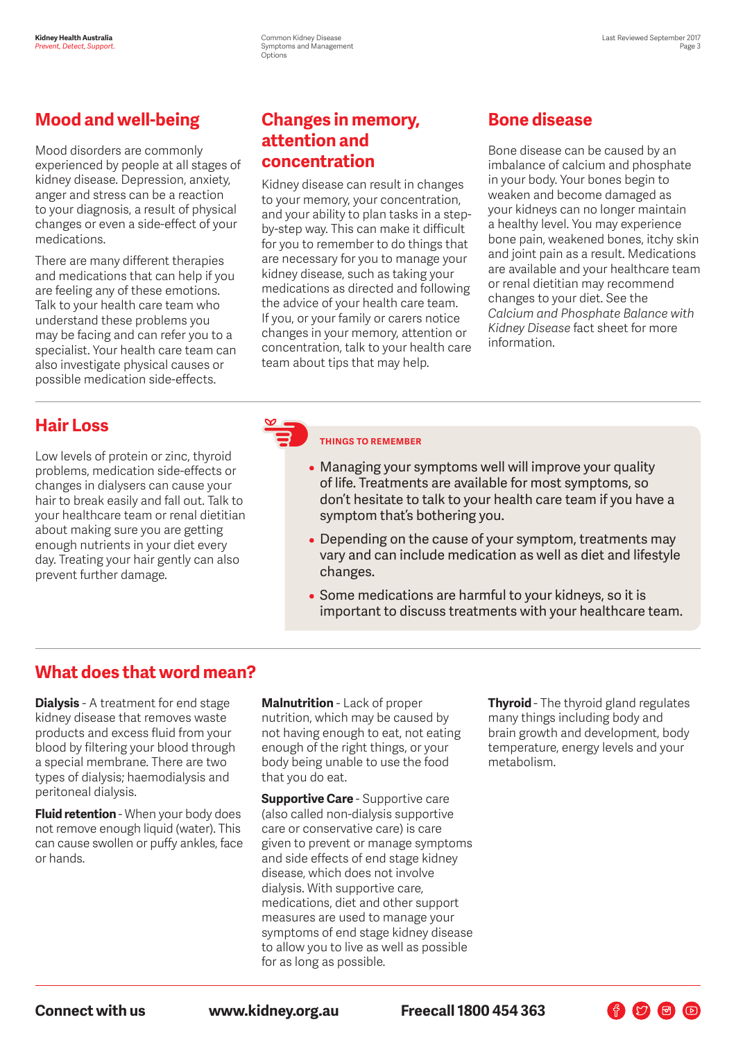## Mood and well-being

Mood disorders are commonly experienced by people at all stages of kidney disease. Depression, anxiety, anger and stress can be a reaction to your diagnosis, a result of physical changes or even a side-effect of your medications.

There are many different therapies and medications that can help if you are feeling any of these emotions. Talk to your health care team who understand these problems you may be facing and can refer you to a specialist. Your health care team can also investigate physical causes or possible medication side-effects.

## Changes in memory, attention and concentration

Kidney disease can result in changes to your memory, your concentration, and your ability to plan tasks in a step-by-step way. This can make it difficult for you to remember to do things that are necessary for you to manage your kidney disease, such as taking your medications as directed and following the advice of your health care team. If you, or your family or carers notice changes in your memory, attention or concentration, talk to your health care team about tips that may help.

## Bone disease

Bone disease can be caused by an imbalance of calcium and phosphate in your body. Your bones begin to weaken and become damaged as your kidneys can no longer maintain a healthy level. You may experience bone pain, weakened bones, itchy skin and joint pain as a result. Medications are available and your healthcare team or renal dietitian may recommend changes to your diet. See the *Calcium and Phosphate Balance with Kidney Disease* fact sheet for more information.

## Hair Loss

Low levels of protein or zinc, thyroid problems, medication side-effects or changes in dialysers can cause your hair to break easily and fall out. Talk to your healthcare team or renal dietitian about making sure you are getting enough nutrients in your diet every day. Treating your hair gently can also prevent further damage.

**THINGS TO REMEMBER**

- Managing your symptoms well will improve your quality of life. Treatments are available for most symptoms, so don't hesitate to talk to your health care team if you have a symptom that's bothering you.
- Depending on the cause of your symptom, treatments may vary and can include medication as well as diet and lifestyle changes.
- Some medications are harmful to your kidneys, so it is important to discuss treatments with your healthcare team.

## What does that word mean?

**Dialysis** - A treatment for end stage kidney disease that removes waste products and excess fluid from your blood by filtering your blood through a special membrane. There are two types of dialysis; haemodialysis and peritoneal dialysis.

**Fluid retention** - When your body does not remove enough liquid (water). This can cause swollen or puffy ankles, face or hands.

**Malnutrition** - Lack of proper nutrition, which may be caused by not having enough to eat, not eating enough of the right things, or your body being unable to use the food that you do eat.

**Supportive Care** - Supportive care (also called non-dialysis supportive care or conservative care) is care given to prevent or manage symptoms and side effects of end stage kidney disease, which does not involve dialysis. With supportive care, medications, diet and other support measures are used to manage your symptoms of end stage kidney disease to allow you to live as well as possible for as long as possible.

**Thyroid** - The thyroid gland regulates many things including body and brain growth and development, body temperature, energy levels and your metabolism.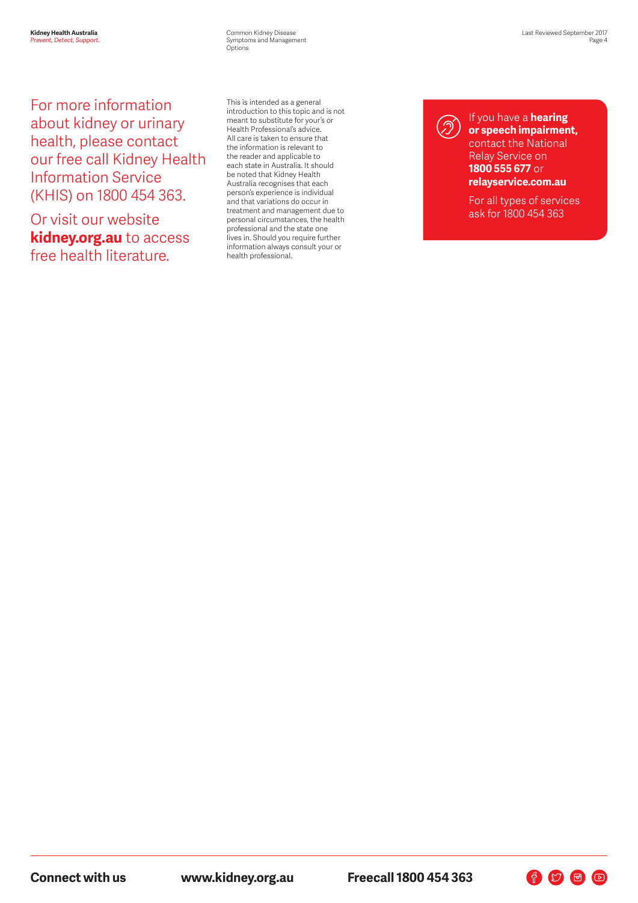For more information about kidney or urinary health, please contact our free call Kidney Health Information Service (KHIS) on 1800 454 363.

Or visit our website **kidney.org.au** to access free health literature.

This is intended as a general introduction to this topic and is not meant to substitute for your's or Health Professional's advice. All care is taken to ensure that the information is relevant to the reader and applicable to each state in Australia. It should be noted that Kidney Health Australia recognises that each person's experience is individual and that variations do occur in treatment and management due to personal circumstances, the health professional and the state one lives in. Should you require further information always consult your or health professional.

If you have a **hearing or speech impairment,** contact the National Relay Service on **1800 555 677** or **relayservice.com.au**

For all types of services ask for 1800 454 363

**Connect with us** **www.kidney.org.au** **Freecall 1800 454 363**